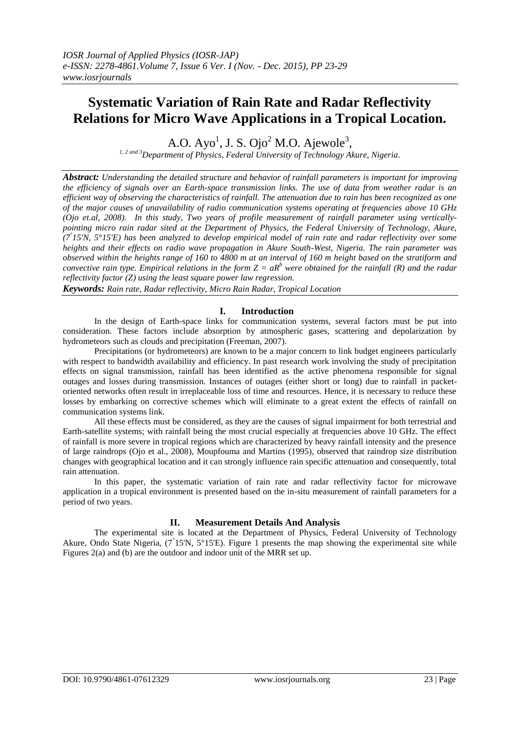# Systematic Variation of Rain Rate and Radar Reflectivity Relations for Micro Wave Applications in a Tropical Location.

A.O. Ayo[1], J. S. Ojo[2] M.O. Ajewole[3],

[1, 2 and 3]Department of Physics, Federal University of Technology Akure, Nigeria.

***Abstract:*** *Understanding the detailed structure and behavior of rainfall parameters is important for improving the efficiency of signals over an Earth-space transmission links. The use of data from weather radar is an efficient way of observing the characteristics of rainfall. The attenuation due to rain has been recognized as one of the major causes of unavailability of radio communication systems operating at frequencies above 10 GHz (Ojo et.al, 2008). In this study, Two years of profile measurement of rainfall parameter using vertically-pointing micro rain radar sited at the Department of Physics, the Federal University of Technology, Akure, (7°15'N, 5°15'E) has been analyzed to develop empirical model of rain rate and radar reflectivity over some heights and their effects on radio wave propagation in Akure South-West, Nigeria. The rain parameter was observed within the heights range of 160 to 4800 m at an interval of 160 m height based on the stratiform and convective rain type. Empirical relations in the form $Z = aR^b$ were obtained for the rainfall (R) and the radar reflectivity factor (Z) using the least square power law regression.*

***Keywords:*** *Rain rate, Radar reflectivity, Micro Rain Radar, Tropical Location*

## I. Introduction

In the design of Earth-space links for communication systems, several factors must be put into consideration. These factors include absorption by atmospheric gases, scattering and depolarization by hydrometeors such as clouds and precipitation (Freeman, 2007).

Precipitations (or hydrometeors) are known to be a major concern to link budget engineers particularly with respect to bandwidth availability and efficiency. In past research work involving the study of precipitation effects on signal transmission, rainfall has been identified as the active phenomena responsible for signal outages and losses during transmission. Instances of outages (either short or long) due to rainfall in packet-oriented networks often result in irreplaceable loss of time and resources. Hence, it is necessary to reduce these losses by embarking on corrective schemes which will eliminate to a great extent the effects of rainfall on communication systems link.

All these effects must be considered, as they are the causes of signal impairment for both terrestrial and Earth-satellite systems; with rainfall being the most crucial especially at frequencies above 10 GHz. The effect of rainfall is more severe in tropical regions which are characterized by heavy rainfall intensity and the presence of large raindrops (Ojo et al., 2008), Moupfouma and Martins (1995), observed that raindrop size distribution changes with geographical location and it can strongly influence rain specific attenuation and consequently, total rain attenuation.

In this paper, the systematic variation of rain rate and radar reflectivity factor for microwave application in a tropical environment is presented based on the in-situ measurement of rainfall parameters for a period of two years.

## II. Measurement Details And Analysis

The experimental site is located at the Department of Physics, Federal University of Technology Akure, Ondo State Nigeria, (7°15'N, 5°15'E). Figure 1 presents the map showing the experimental site while Figures 2(a) and (b) are the outdoor and indoor unit of the MRR set up.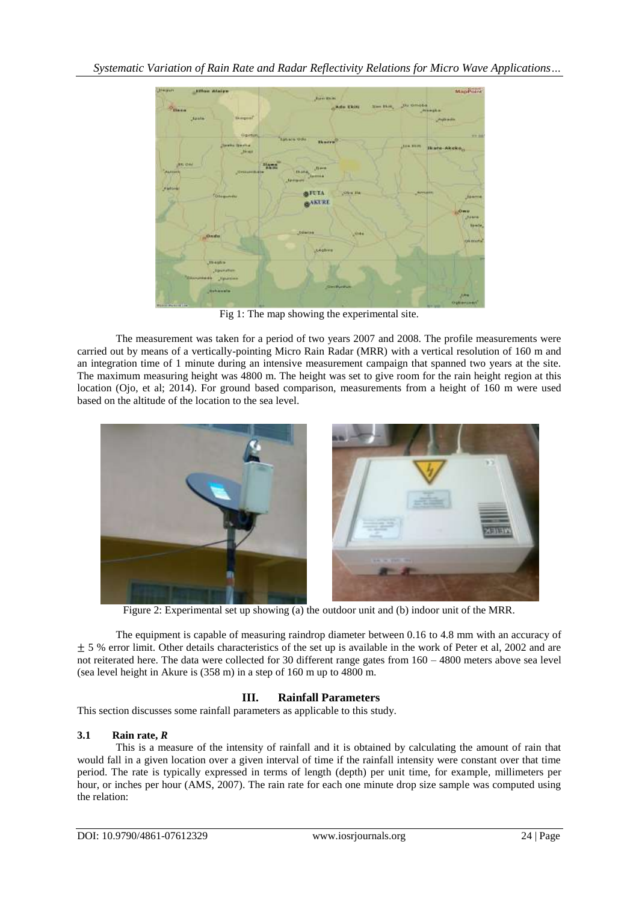Fig 1: The map showing the experimental site.

The measurement was taken for a period of two years 2007 and 2008. The profile measurements were carried out by means of a vertically-pointing Micro Rain Radar (MRR) with a vertical resolution of 160 m and an integration time of 1 minute during an intensive measurement campaign that spanned two years at the site. The maximum measuring height was 4800 m. The height was set to give room for the rain height region at this location (Ojo, et al; 2014). For ground based comparison, measurements from a height of 160 m were used based on the altitude of the location to the sea level.

Figure 2: Experimental set up showing (a) the outdoor unit and (b) indoor unit of the MRR.

The equipment is capable of measuring raindrop diameter between 0.16 to 4.8 mm with an accuracy of $\pm$ 5 % error limit. Other details characteristics of the set up is available in the work of Peter et al, 2002 and are not reiterated here. The data were collected for 30 different range gates from 160 – 4800 meters above sea level (sea level height in Akure is (358 m) in a step of 160 m up to 4800 m.

## III. Rainfall Parameters

This section discusses some rainfall parameters as applicable to this study.

### 3.1 Rain rate, *R*

This is a measure of the intensity of rainfall and it is obtained by calculating the amount of rain that would fall in a given location over a given interval of time if the rainfall intensity were constant over that time period. The rate is typically expressed in terms of length (depth) per unit time, for example, millimeters per hour, or inches per hour (AMS, 2007). The rain rate for each one minute drop size sample was computed using the relation: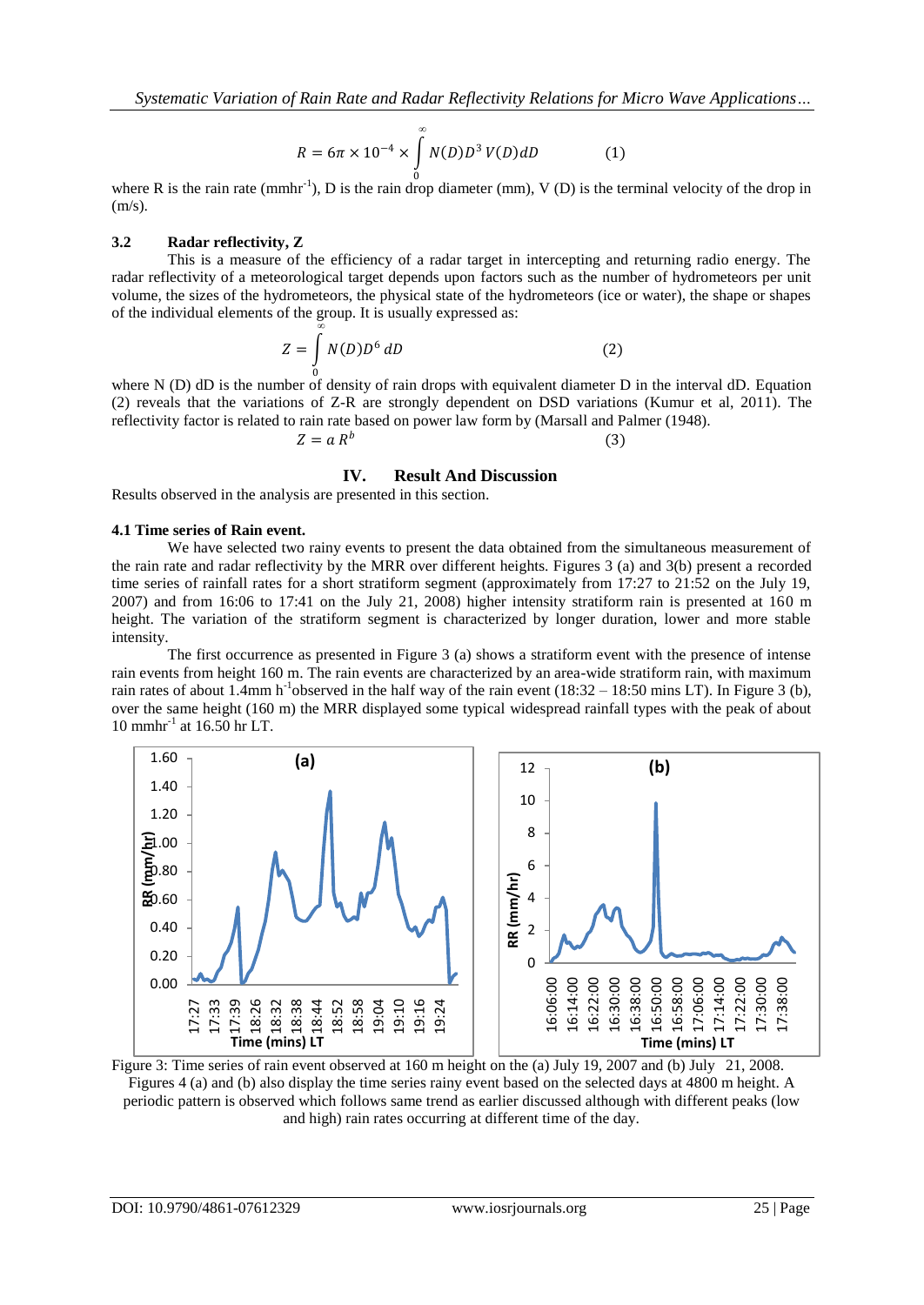$$R = 6\pi \times 10^{-4} \times \int_0^\infty N(D) D^3 \, V(D) dD \qquad (1)$$

where R is the rain rate ($mmhr^{-1}$), D is the rain drop diameter (mm), V (D) is the terminal velocity of the drop in (m/s).

### 3.2 Radar reflectivity, Z

This is a measure of the efficiency of a radar target in intercepting and returning radio energy. The radar reflectivity of a meteorological target depends upon factors such as the number of hydrometeors per unit volume, the sizes of the hydrometeors, the physical state of the hydrometeors (ice or water), the shape or shapes of the individual elements of the group. It is usually expressed as:

$$Z = \int_0^\infty N(D) D^6 \, dD \qquad (2)$$

where N (D) dD is the number of density of rain drops with equivalent diameter D in the interval dD. Equation (2) reveals that the variations of Z-R are strongly dependent on DSD variations (Kumur et al, 2011). The reflectivity factor is related to rain rate based on power law form by (Marsall and Palmer (1948).

$$Z = a\, R^b \qquad (3)$$

## IV. Result And Discussion

Results observed in the analysis are presented in this section.

### 4.1 Time series of Rain event.

We have selected two rainy events to present the data obtained from the simultaneous measurement of the rain rate and radar reflectivity by the MRR over different heights. Figures 3 (a) and 3(b) present a recorded time series of rainfall rates for a short stratiform segment (approximately from 17:27 to 21:52 on the July 19, 2007) and from 16:06 to 17:41 on the July 21, 2008) higher intensity stratiform rain is presented at 160 m height. The variation of the stratiform segment is characterized by longer duration, lower and more stable intensity.

The first occurrence as presented in Figure 3 (a) shows a stratiform event with the presence of intense rain events from height 160 m. The rain events are characterized by an area-wide stratiform rain, with maximum rain rates of about 1.4mm $h^{-1}$observed in the half way of the rain event (18:32 – 18:50 mins LT). In Figure 3 (b), over the same height (160 m) the MRR displayed some typical widespread rainfall types with the peak of about 10 $mmhr^{-1}$ at 16.50 hr LT.

Figure 3: Time series of rain event observed at 160 m height on the (a) July 19, 2007 and (b) July 21, 2008.

Figures 4 (a) and (b) also display the time series rainy event based on the selected days at 4800 m height. A periodic pattern is observed which follows same trend as earlier discussed although with different peaks (low and high) rain rates occurring at different time of the day.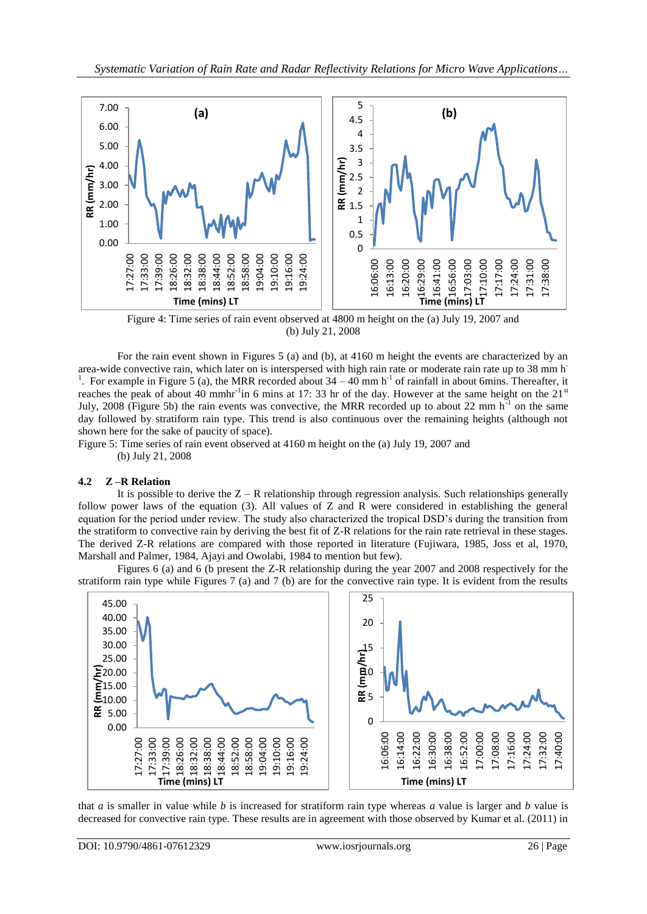Figure 4: Time series of rain event observed at 4800 m height on the (a) July 19, 2007 and (b) July 21, 2008

For the rain event shown in Figures 5 (a) and (b), at 4160 m height the events are characterized by an area-wide convective rain, which later on is interspersed with high rain rate or moderate rain rate up to 38 mm $h^{-1}$. For example in Figure 5 (a), the MRR recorded about 34 – 40 mm $h^{-1}$ of rainfall in about 6mins. Thereafter, it reaches the peak of about 40 mm$hr^{-1}$in 6 mins at 17: 33 hr of the day. However at the same height on the 21st July, 2008 (Figure 5b) the rain events was convective, the MRR recorded up to about 22 mm $h^{-1}$ on the same day followed by stratiform rain type. This trend is also continuous over the remaining heights (although not shown here for the sake of paucity of space).

Figure 5: Time series of rain event observed at 4160 m height on the (a) July 19, 2007 and (b) July 21, 2008

### 4.2 Z –R Relation

It is possible to derive the Z – R relationship through regression analysis. Such relationships generally follow power laws of the equation (3). All values of Z and R were considered in establishing the general equation for the period under review. The study also characterized the tropical DSD's during the transition from the stratiform to convective rain by deriving the best fit of Z-R relations for the rain rate retrieval in these stages. The derived Z-R relations are compared with those reported in literature (Fujiwara, 1985, Joss et al, 1970, Marshall and Palmer, 1984, Ajayi and Owolabi, 1984 to mention but few).

Figures 6 (a) and 6 (b present the Z-R relationship during the year 2007 and 2008 respectively for the stratiform rain type while Figures 7 (a) and 7 (b) are for the convective rain type. It is evident from the results that *a* is smaller in value while *b* is increased for stratiform rain type whereas *a* value is larger and *b* value is decreased for convective rain type. These results are in agreement with those observed by Kumar et al. (2011) in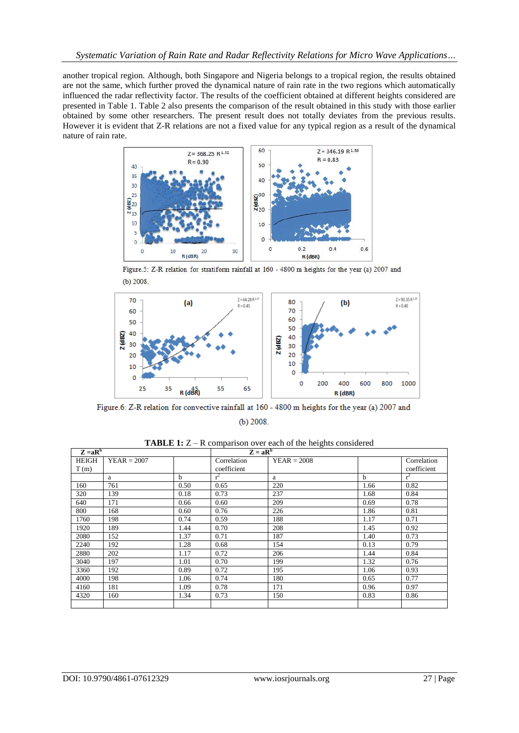another tropical region. Although, both Singapore and Nigeria belongs to a tropical region, the results obtained are not the same, which further proved the dynamical nature of rain rate in the two regions which automatically influenced the radar reflectivity factor. The results of the coefficient obtained at different heights considered are presented in Table 1. Table 2 also presents the comparison of the result obtained in this study with those earlier obtained by some other researchers. The present result does not totally deviates from the previous results. However it is evident that Z-R relations are not a fixed value for any typical region as a result of the dynamical nature of rain rate.

Figure.5: Z-R relation for stratiform rainfall at 160 - 4800 m heights for the year (a) 2007 and (b) 2008.

Figure.6: Z-R relation for convective rainfall at 160 - 4800 m heights for the year (a) 2007 and (b) 2008.

**TABLE 1:** Z – R comparison over each of the heights considered

| $Z = aR^b$ | | | | $Z = aR^b$ | | |
|---|---|---|---|---|---|---|
| HEIGHT (m) | YEAR = 2007 | | Correlation coefficient | YEAR = 2008 | | Correlation coefficient |
| | a | b | $r^2$ | a | b | $r^2$ |
| 160 | 761 | 0.50 | 0.65 | 220 | 1.66 | 0.82 |
| 320 | 139 | 0.18 | 0.73 | 237 | 1.68 | 0.84 |
| 640 | 171 | 0.66 | 0.60 | 209 | 0.69 | 0.78 |
| 800 | 168 | 0.60 | 0.76 | 226 | 1.86 | 0.81 |
| 1760 | 198 | 0.74 | 0.59 | 188 | 1.17 | 0.71 |
| 1920 | 189 | 1.44 | 0.70 | 208 | 1.45 | 0.92 |
| 2080 | 152 | 1.37 | 0.71 | 187 | 1.40 | 0.73 |
| 2240 | 192 | 1.28 | 0.68 | 154 | 0.13 | 0.79 |
| 2880 | 202 | 1.17 | 0.72 | 206 | 1.44 | 0.84 |
| 3040 | 197 | 1.01 | 0.70 | 199 | 1.32 | 0.76 |
| 3360 | 192 | 0.89 | 0.72 | 195 | 1.06 | 0.93 |
| 4000 | 198 | 1.06 | 0.74 | 180 | 0.65 | 0.77 |
| 4160 | 181 | 1.09 | 0.78 | 171 | 0.96 | 0.97 |
| 4320 | 160 | 1.34 | 0.73 | 150 | 0.83 | 0.86 |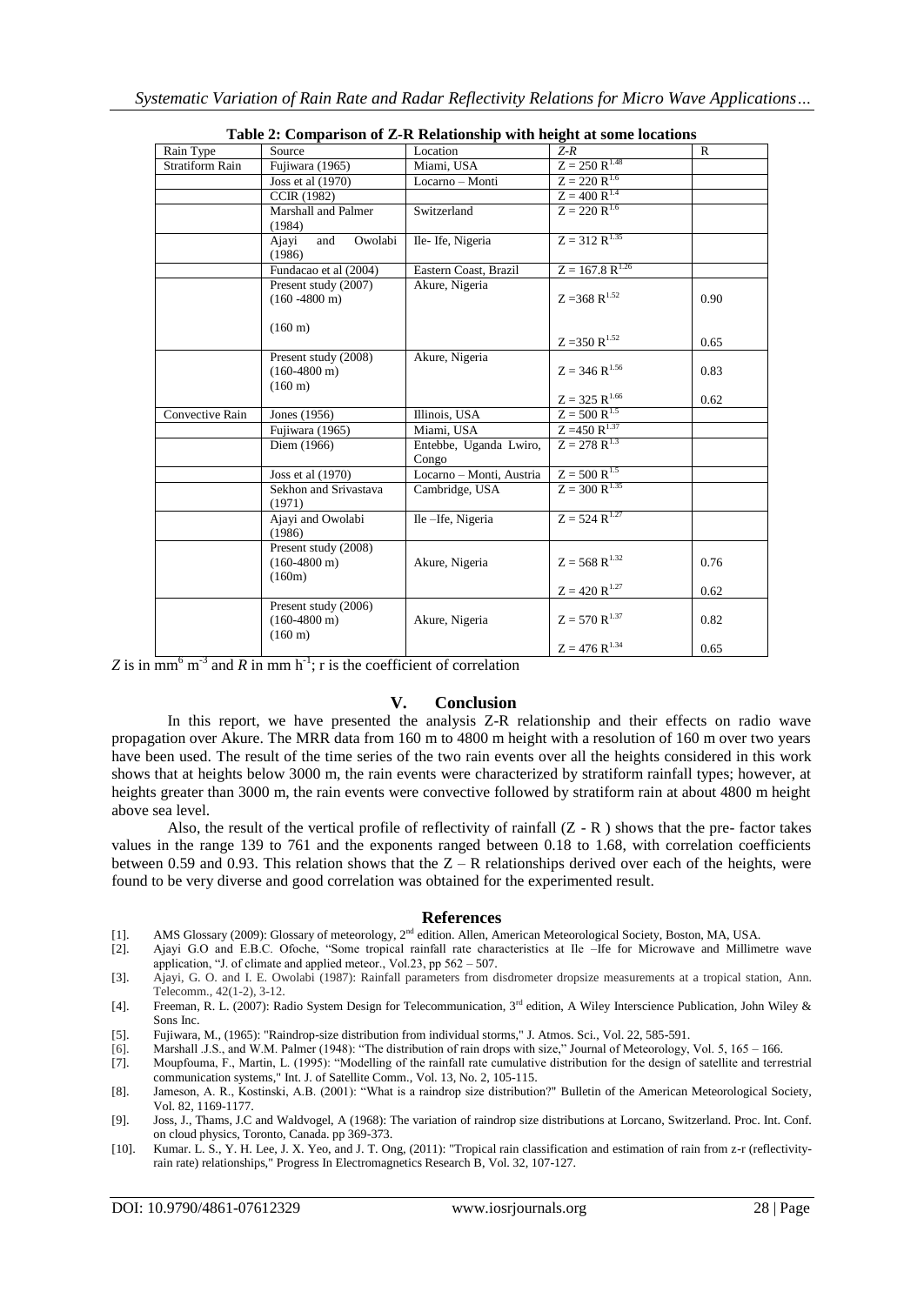**Table 2: Comparison of Z-R Relationship with height at some locations**

| Rain Type | Source | Location | $Z$-$R$ | R |
|---|---|---|---|---|
| Stratiform Rain | Fujiwara (1965) | Miami, USA | $Z = 250\,R^{1.48}$ | |
| | Joss et al (1970) | Locarno – Monti | $Z = 220\,R^{1.6}$ | |
| | CCIR (1982) | | $Z = 400\,R^{1.4}$ | |
| | Marshall and Palmer (1984) | Switzerland | $Z = 220\,R^{1.6}$ | |
| | Ajayi and Owolabi (1986) | Ile- Ife, Nigeria | $Z = 312\,R^{1.35}$ | |
| | Fundacao et al (2004) | Eastern Coast, Brazil | $Z = 167.8\,R^{1.26}$ | |
| | Present study (2007) (160 -4800 m) | Akure, Nigeria | $Z = 368\,R^{1.52}$ | 0.90 |
| | (160 m) | | $Z = 350\,R^{1.52}$ | 0.65 |
| | Present study (2008) (160-4800 m) | Akure, Nigeria | $Z = 346\,R^{1.56}$ | 0.83 |
| | (160 m) | | $Z = 325\,R^{1.66}$ | 0.62 |
| Convective Rain | Jones (1956) | Illinois, USA | $Z = 500\,R^{1.5}$ | |
| | Fujiwara (1965) | Miami, USA | $Z = 450\,R^{1.37}$ | |
| | Diem (1966) | Entebbe, Uganda Lwiro, Congo | $Z = 278\,R^{1.3}$ | |
| | Joss et al (1970) | Locarno – Monti, Austria | $Z = 500\,R^{1.5}$ | |
| | Sekhon and Srivastava (1971) | Cambridge, USA | $Z = 300\,R^{1.35}$ | |
| | Ajayi and Owolabi (1986) | Ile –Ife, Nigeria | $Z = 524\,R^{1.27}$ | |
| | Present study (2008) (160-4800 m) | Akure, Nigeria | $Z = 568\,R^{1.32}$ | 0.76 |
| | (160m) | | $Z = 420\,R^{1.27}$ | 0.62 |
| | Present study (2006) (160-4800 m) | Akure, Nigeria | $Z = 570\,R^{1.37}$ | 0.82 |
| | (160 m) | | $Z = 476\,R^{1.34}$ | 0.65 |

$Z$ is in $mm^6\,m^{-3}$ and $R$ in $mm\,h^{-1}$; r is the coefficient of correlation

## V. Conclusion

In this report, we have presented the analysis Z-R relationship and their effects on radio wave propagation over Akure. The MRR data from 160 m to 4800 m height with a resolution of 160 m over two years have been used. The result of the time series of the two rain events over all the heights considered in this work shows that at heights below 3000 m, the rain events were characterized by stratiform rainfall types; however, at heights greater than 3000 m, the rain events were convective followed by stratiform rain at about 4800 m height above sea level.

Also, the result of the vertical profile of reflectivity of rainfall (Z - R ) shows that the pre- factor takes values in the range 139 to 761 and the exponents ranged between 0.18 to 1.68, with correlation coefficients between 0.59 and 0.93. This relation shows that the Z – R relationships derived over each of the heights, were found to be very diverse and good correlation was obtained for the experimented result.

## References

[1]. AMS Glossary (2009): Glossary of meteorology, 2nd edition. Allen, American Meteorological Society, Boston, MA, USA.

[2]. Ajayi G.O and E.B.C. Ofoche, "Some tropical rainfall rate characteristics at Ile –Ife for Microwave and Millimetre wave application, "J. of climate and applied meteor., Vol.23, pp 562 – 507.

[3]. Ajayi, G. O. and I. E. Owolabi (1987): Rainfall parameters from disdrometer dropsize measurements at a tropical station, Ann. Telecomm., 42(1-2), 3-12.

[4]. Freeman, R. L. (2007): Radio System Design for Telecommunication, 3rd edition, A Wiley Interscience Publication, John Wiley & Sons Inc.

[5]. Fujiwara, M., (1965): "Raindrop-size distribution from individual storms," J. Atmos. Sci., Vol. 22, 585-591.

[6]. Marshall .J.S., and W.M. Palmer (1948): "The distribution of rain drops with size," Journal of Meteorology, Vol. 5, 165 – 166.

[7]. Moupfouma, F., Martin, L. (1995): "Modelling of the rainfall rate cumulative distribution for the design of satellite and terrestrial communication systems," Int. J. of Satellite Comm., Vol. 13, No. 2, 105-115.

[8]. Jameson, A. R., Kostinski, A.B. (2001): "What is a raindrop size distribution?" Bulletin of the American Meteorological Society, Vol. 82, 1169-1177.

[9]. Joss, J., Thams, J.C and Waldvogel, A (1968): The variation of raindrop size distributions at Lorcano, Switzerland. Proc. Int. Conf. on cloud physics, Toronto, Canada. pp 369-373.

[10]. Kumar. L. S., Y. H. Lee, J. X. Yeo, and J. T. Ong, (2011): "Tropical rain classification and estimation of rain from z-r (reflectivity-rain rate) relationships," Progress In Electromagnetics Research B, Vol. 32, 107-127.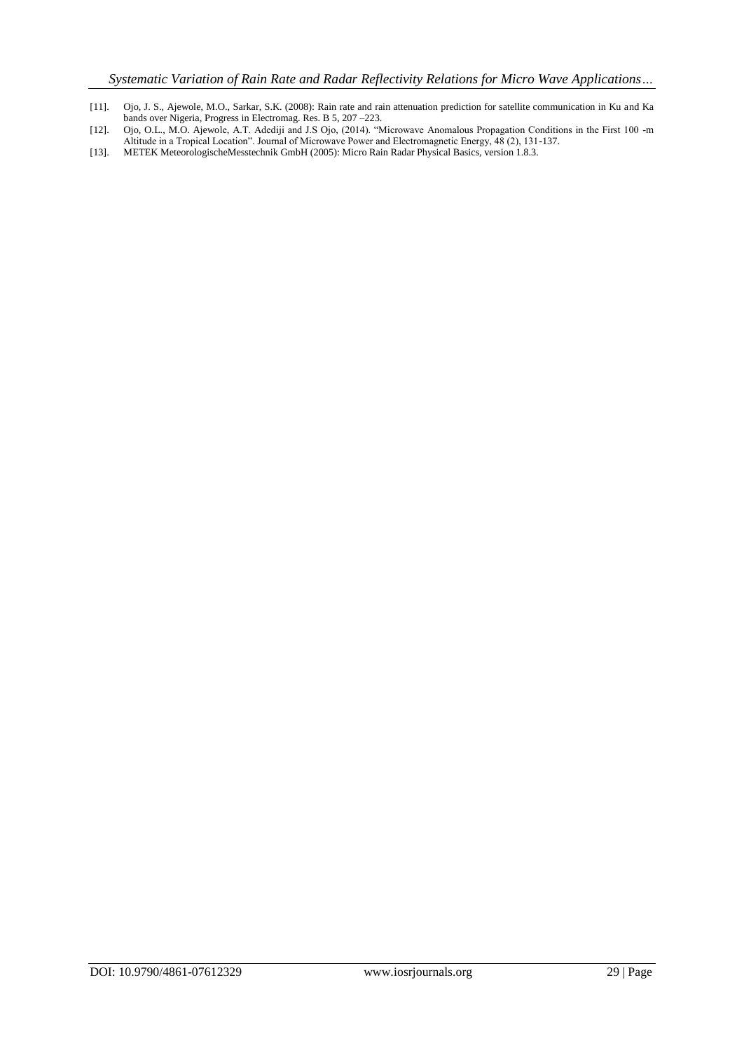[11]. Ojo, J. S., Ajewole, M.O., Sarkar, S.K. (2008): Rain rate and rain attenuation prediction for satellite communication in Ku and Ka bands over Nigeria, Progress in Electromag. Res. B 5, 207 –223.

[12]. Ojo, O.L., M.O. Ajewole, A.T. Adediji and J.S Ojo, (2014). "Microwave Anomalous Propagation Conditions in the First 100 -m Altitude in a Tropical Location". Journal of Microwave Power and Electromagnetic Energy, 48 (2), 131-137.

[13]. METEK MeteorologischeMesstechnik GmbH (2005): Micro Rain Radar Physical Basics, version 1.8.3.